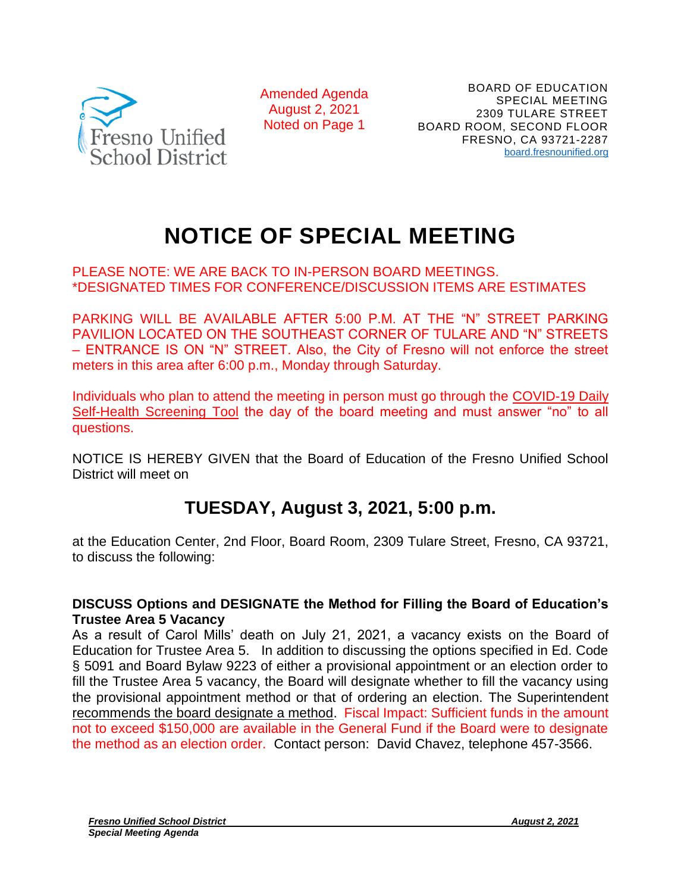Fresno Unified School District

Amended Agenda
August 2, 2021
Noted on Page 1

BOARD OF EDUCATION
SPECIAL MEETING
2309 TULARE STREET
BOARD ROOM, SECOND FLOOR
FRESNO, CA 93721-2287
board.fresnounified.org

# NOTICE OF SPECIAL MEETING

PLEASE NOTE: WE ARE BACK TO IN-PERSON BOARD MEETINGS.
*DESIGNATED TIMES FOR CONFERENCE/DISCUSSION ITEMS ARE ESTIMATES

PARKING WILL BE AVAILABLE AFTER 5:00 P.M. AT THE "N" STREET PARKING PAVILION LOCATED ON THE SOUTHEAST CORNER OF TULARE AND "N" STREETS – ENTRANCE IS ON "N" STREET. Also, the City of Fresno will not enforce the street meters in this area after 6:00 p.m., Monday through Saturday.

Individuals who plan to attend the meeting in person must go through the COVID-19 Daily Self-Health Screening Tool the day of the board meeting and must answer "no" to all questions.

NOTICE IS HEREBY GIVEN that the Board of Education of the Fresno Unified School District will meet on

## TUESDAY, August 3, 2021, 5:00 p.m.

at the Education Center, 2nd Floor, Board Room, 2309 Tulare Street, Fresno, CA 93721, to discuss the following:

**DISCUSS Options and DESIGNATE the Method for Filling the Board of Education's Trustee Area 5 Vacancy**
As a result of Carol Mills' death on July 21, 2021, a vacancy exists on the Board of Education for Trustee Area 5. In addition to discussing the options specified in Ed. Code § 5091 and Board Bylaw 9223 of either a provisional appointment or an election order to fill the Trustee Area 5 vacancy, the Board will designate whether to fill the vacancy using the provisional appointment method or that of ordering an election. The Superintendent recommends the board designate a method. Fiscal Impact: Sufficient funds in the amount not to exceed $150,000 are available in the General Fund if the Board were to designate the method as an election order. Contact person: David Chavez, telephone 457-3566.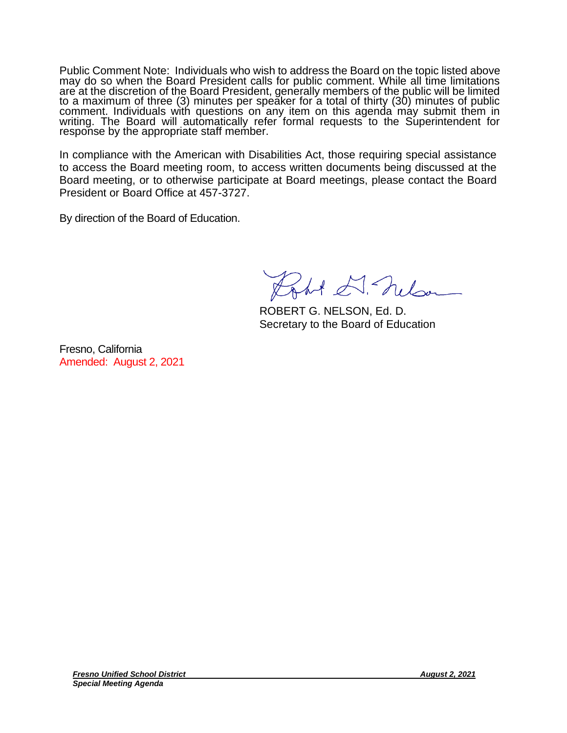Public Comment Note: Individuals who wish to address the Board on the topic listed above may do so when the Board President calls for public comment. While all time limitations are at the discretion of the Board President, generally members of the public will be limited to a maximum of three (3) minutes per speaker for a total of thirty (30) minutes of public comment. Individuals with questions on any item on this agenda may submit them in writing. The Board will automatically refer formal requests to the Superintendent for response by the appropriate staff member.

In compliance with the American with Disabilities Act, those requiring special assistance to access the Board meeting room, to access written documents being discussed at the Board meeting, or to otherwise participate at Board meetings, please contact the Board President or Board Office at 457-3727.

By direction of the Board of Education.

ROBERT G. NELSON, Ed. D.
Secretary to the Board of Education

Fresno, California
Amended: August 2, 2021